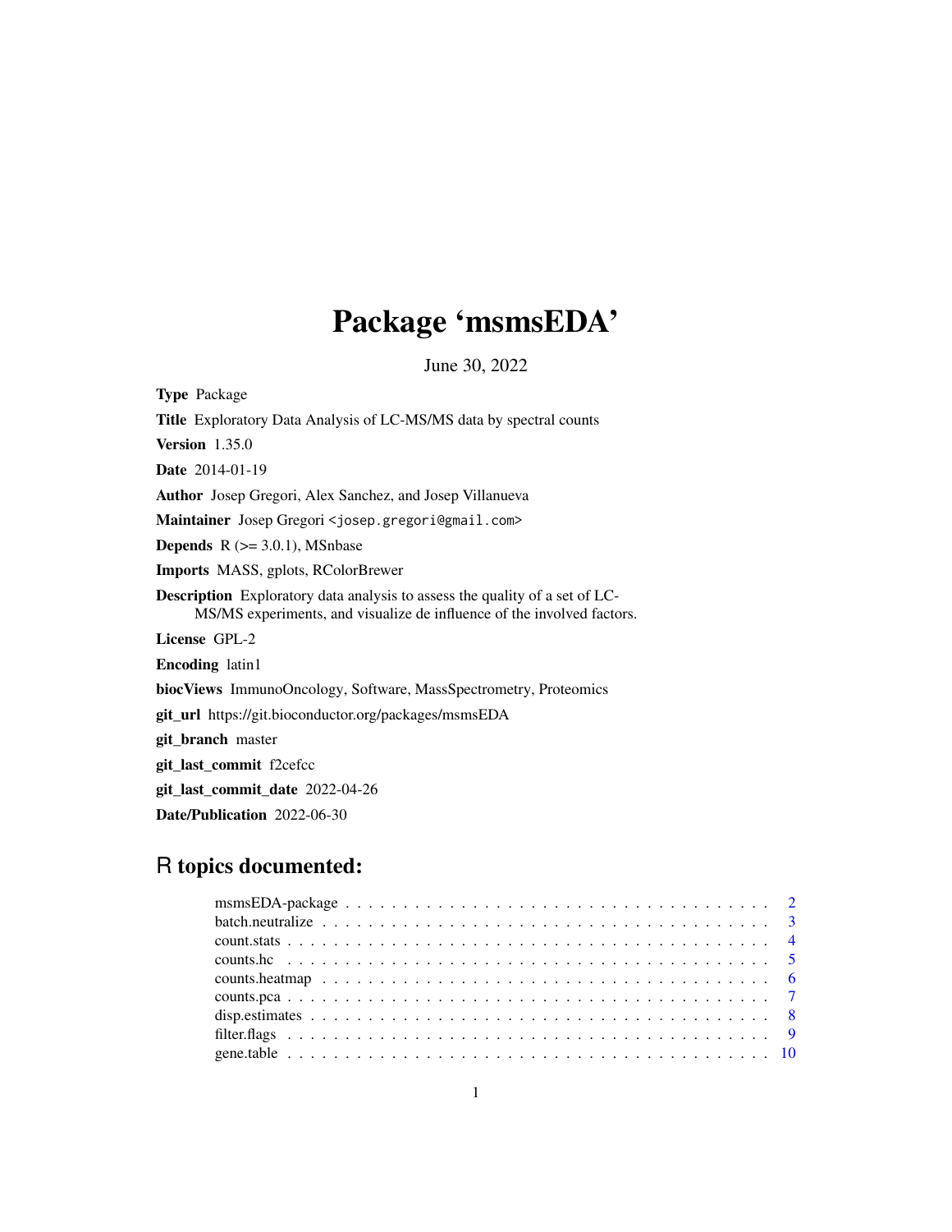# Package 'msmsEDA'

June 30, 2022

**Type** Package

**Title** Exploratory Data Analysis of LC-MS/MS data by spectral counts

**Version** 1.35.0

**Date** 2014-01-19

**Author** Josep Gregori, Alex Sanchez, and Josep Villanueva

**Maintainer** Josep Gregori <josep.gregori@gmail.com>

**Depends** R (>= 3.0.1), MSnbase

**Imports** MASS, gplots, RColorBrewer

**Description** Exploratory data analysis to assess the quality of a set of LC-MS/MS experiments, and visualize de influence of the involved factors.

**License** GPL-2

**Encoding** latin1

**biocViews** ImmunoOncology, Software, MassSpectrometry, Proteomics

**git_url** https://git.bioconductor.org/packages/msmsEDA

**git_branch** master

**git_last_commit** f2cefcc

**git_last_commit_date** 2022-04-26

**Date/Publication** 2022-06-30

## R topics documented:

- msmsEDA-package . . . . . . . . . . . . . . . . . . . . . . . . . . . . . . . . . . . . . . 2
- batch.neutralize . . . . . . . . . . . . . . . . . . . . . . . . . . . . . . . . . . . . . . 3
- count.stats . . . . . . . . . . . . . . . . . . . . . . . . . . . . . . . . . . . . . . 4
- counts.hc . . . . . . . . . . . . . . . . . . . . . . . . . . . . . . . . . . . . . . 5
- counts.heatmap . . . . . . . . . . . . . . . . . . . . . . . . . . . . . . . . . . . . . . 6
- counts.pca . . . . . . . . . . . . . . . . . . . . . . . . . . . . . . . . . . . . . . 7
- disp.estimates . . . . . . . . . . . . . . . . . . . . . . . . . . . . . . . . . . . . . . 8
- filter.flags . . . . . . . . . . . . . . . . . . . . . . . . . . . . . . . . . . . . . . 9
- gene.table . . . . . . . . . . . . . . . . . . . . . . . . . . . . . . . . . . . . . . 10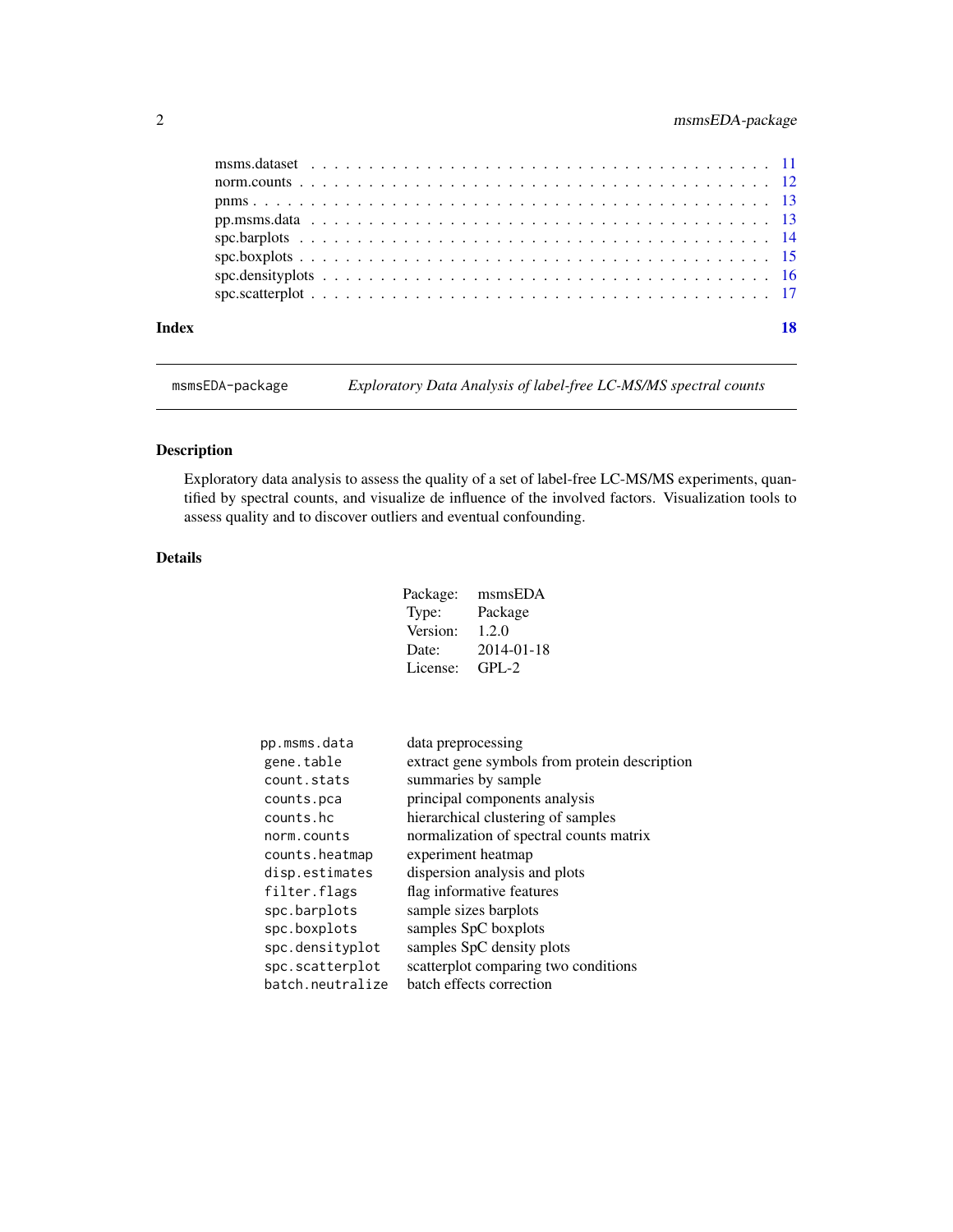| | |
|---|---|
| msms.dataset | 11 |
| norm.counts | 12 |
| pnms | 13 |
| pp.msms.data | 13 |
| spc.barplots | 14 |
| spc.boxplots | 15 |
| spc.densityplots | 16 |
| spc.scatterplot | 17 |

**Index** **18**

---

`msmsEDA-package` *Exploratory Data Analysis of label-free LC-MS/MS spectral counts*

---

## Description

Exploratory data analysis to assess the quality of a set of label-free LC-MS/MS experiments, quantified by spectral counts, and visualize de influence of the involved factors. Visualization tools to assess quality and to discover outliers and eventual confounding.

## Details

| | |
|---|---|
| Package: | msmsEDA |
| Type: | Package |
| Version: | 1.2.0 |
| Date: | 2014-01-18 |
| License: | GPL-2 |

| | |
|---|---|
| `pp.msms.data` | data preprocessing |
| `gene.table` | extract gene symbols from protein description |
| `count.stats` | summaries by sample |
| `counts.pca` | principal components analysis |
| `counts.hc` | hierarchical clustering of samples |
| `norm.counts` | normalization of spectral counts matrix |
| `counts.heatmap` | experiment heatmap |
| `disp.estimates` | dispersion analysis and plots |
| `filter.flags` | flag informative features |
| `spc.barplots` | sample sizes barplots |
| `spc.boxplots` | samples SpC boxplots |
| `spc.densityplot` | samples SpC density plots |
| `spc.scatterplot` | scatterplot comparing two conditions |
| `batch.neutralize` | batch effects correction |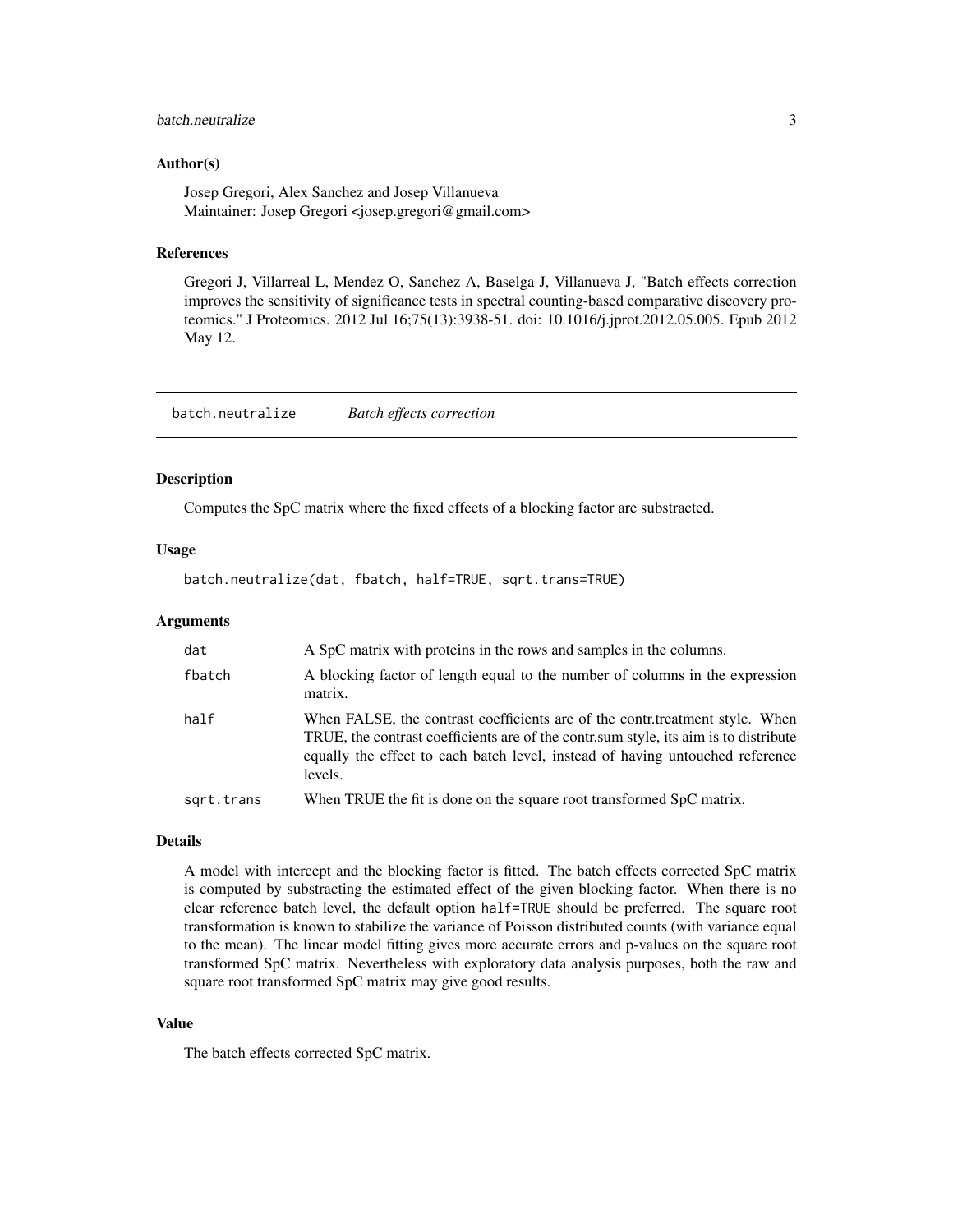### Author(s)

Josep Gregori, Alex Sanchez and Josep Villanueva
Maintainer: Josep Gregori <josep.gregori@gmail.com>

### References

Gregori J, Villarreal L, Mendez O, Sanchez A, Baselga J, Villanueva J, "Batch effects correction improves the sensitivity of significance tests in spectral counting-based comparative discovery proteomics." J Proteomics. 2012 Jul 16;75(13):3938-51. doi: 10.1016/j.jprot.2012.05.005. Epub 2012 May 12.

---

## batch.neutralize *Batch effects correction*

### Description

Computes the SpC matrix where the fixed effects of a blocking factor are substracted.

### Usage

```
batch.neutralize(dat, fbatch, half=TRUE, sqrt.trans=TRUE)
```

### Arguments

| | |
|---|---|
| dat | A SpC matrix with proteins in the rows and samples in the columns. |
| fbatch | A blocking factor of length equal to the number of columns in the expression matrix. |
| half | When FALSE, the contrast coefficients are of the contr.treatment style. When TRUE, the contrast coefficients are of the contr.sum style, its aim is to distribute equally the effect to each batch level, instead of having untouched reference levels. |
| sqrt.trans | When TRUE the fit is done on the square root transformed SpC matrix. |

### Details

A model with intercept and the blocking factor is fitted. The batch effects corrected SpC matrix is computed by substracting the estimated effect of the given blocking factor. When there is no clear reference batch level, the default option `half=TRUE` should be preferred. The square root transformation is known to stabilize the variance of Poisson distributed counts (with variance equal to the mean). The linear model fitting gives more accurate errors and p-values on the square root transformed SpC matrix. Nevertheless with exploratory data analysis purposes, both the raw and square root transformed SpC matrix may give good results.

### Value

The batch effects corrected SpC matrix.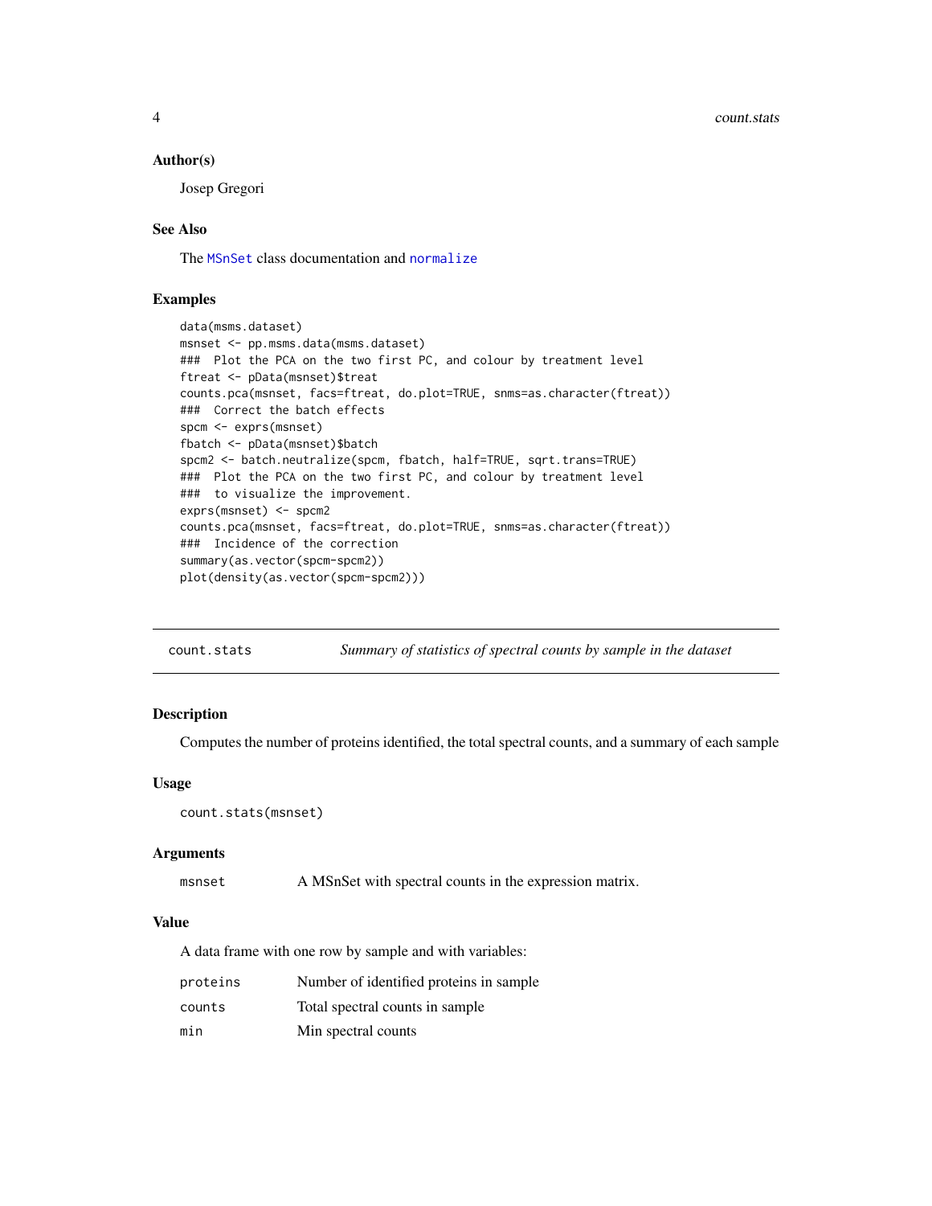### Author(s)

Josep Gregori

### See Also

The MSnSet class documentation and normalize

### Examples

```
data(msms.dataset)
msnset <- pp.msms.data(msms.dataset)
###  Plot the PCA on the two first PC, and colour by treatment level
ftreat <- pData(msnset)$treat
counts.pca(msnset, facs=ftreat, do.plot=TRUE, snms=as.character(ftreat))
###  Correct the batch effects
spcm <- exprs(msnset)
fbatch <- pData(msnset)$batch
spcm2 <- batch.neutralize(spcm, fbatch, half=TRUE, sqrt.trans=TRUE)
###  Plot the PCA on the two first PC, and colour by treatment level
###  to visualize the improvement.
exprs(msnset) <- spcm2
counts.pca(msnset, facs=ftreat, do.plot=TRUE, snms=as.character(ftreat))
###  Incidence of the correction
summary(as.vector(spcm-spcm2))
plot(density(as.vector(spcm-spcm2)))
```

---

## count.stats — *Summary of statistics of spectral counts by sample in the dataset*

### Description

Computes the number of proteins identified, the total spectral counts, and a summary of each sample

### Usage

```
count.stats(msnset)
```

### Arguments

| | |
|---|---|
| `msnset` | A MSnSet with spectral counts in the expression matrix. |

### Value

A data frame with one row by sample and with variables:

| | |
|---|---|
| `proteins` | Number of identified proteins in sample |
| `counts` | Total spectral counts in sample |
| `min` | Min spectral counts |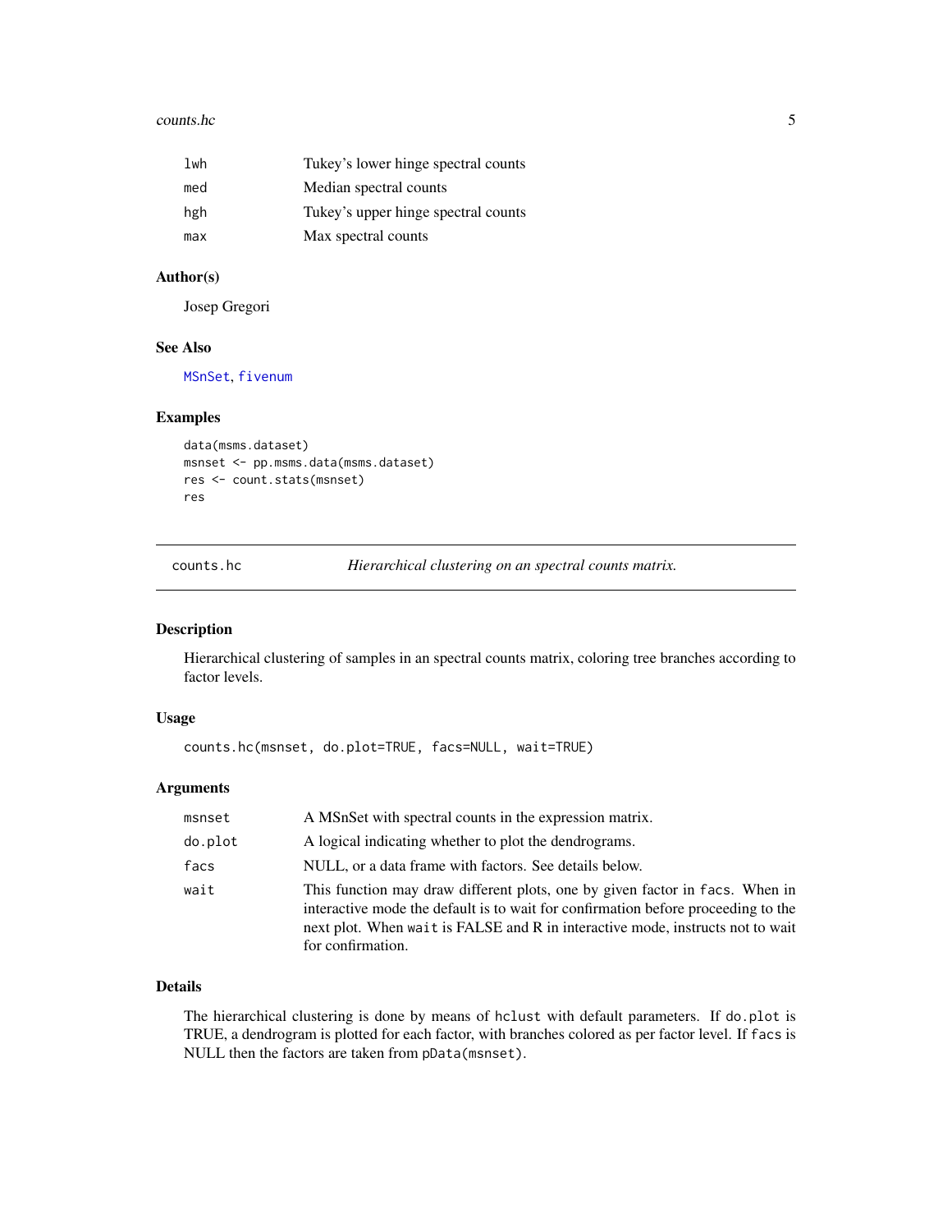| | |
|---|---|
| lwh | Tukey's lower hinge spectral counts |
| med | Median spectral counts |
| hgh | Tukey's upper hinge spectral counts |
| max | Max spectral counts |

### Author(s)

Josep Gregori

### See Also

MSnSet, fivenum

### Examples

```
data(msms.dataset)
msnset <- pp.msms.data(msms.dataset)
res <- count.stats(msnset)
res
```

---

## counts.hc — *Hierarchical clustering on an spectral counts matrix.*

---

### Description

Hierarchical clustering of samples in an spectral counts matrix, coloring tree branches according to factor levels.

### Usage

```
counts.hc(msnset, do.plot=TRUE, facs=NULL, wait=TRUE)
```

### Arguments

| | |
|---|---|
| msnset | A MSnSet with spectral counts in the expression matrix. |
| do.plot | A logical indicating whether to plot the dendrograms. |
| facs | NULL, or a data frame with factors. See details below. |
| wait | This function may draw different plots, one by given factor in `facs`. When in interactive mode the default is to wait for confirmation before proceeding to the next plot. When `wait` is FALSE and R in interactive mode, instructs not to wait for confirmation. |

### Details

The hierarchical clustering is done by means of `hclust` with default parameters. If `do.plot` is TRUE, a dendrogram is plotted for each factor, with branches colored as per factor level. If `facs` is NULL then the factors are taken from `pData(msnset)`.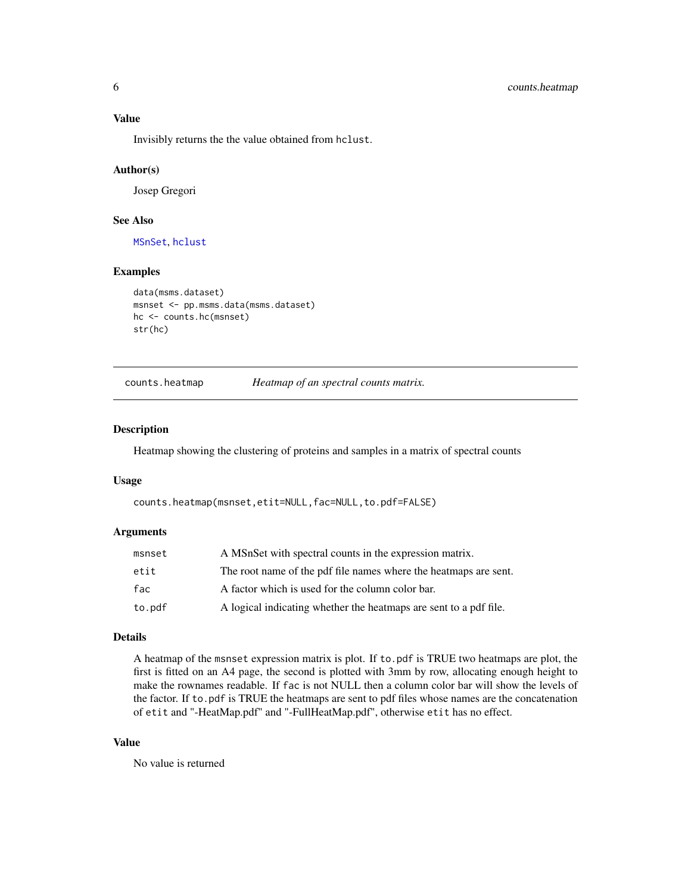### Value

Invisibly returns the the value obtained from hclust.

### Author(s)

Josep Gregori

### See Also

MSnSet, hclust

### Examples

```
data(msms.dataset)
msnset <- pp.msms.data(msms.dataset)
hc <- counts.hc(msnset)
str(hc)
```

---

## counts.heatmap *Heatmap of an spectral counts matrix.*

---

### Description

Heatmap showing the clustering of proteins and samples in a matrix of spectral counts

### Usage

```
counts.heatmap(msnset,etit=NULL,fac=NULL,to.pdf=FALSE)
```

### Arguments

| | |
|---|---|
| msnset | A MSnSet with spectral counts in the expression matrix. |
| etit | The root name of the pdf file names where the heatmaps are sent. |
| fac | A factor which is used for the column color bar. |
| to.pdf | A logical indicating whether the heatmaps are sent to a pdf file. |

### Details

A heatmap of the msnset expression matrix is plot. If to.pdf is TRUE two heatmaps are plot, the first is fitted on an A4 page, the second is plotted with 3mm by row, allocating enough height to make the rownames readable. If fac is not NULL then a column color bar will show the levels of the factor. If to.pdf is TRUE the heatmaps are sent to pdf files whose names are the concatenation of etit and "-HeatMap.pdf" and "-FullHeatMap.pdf", otherwise etit has no effect.

### Value

No value is returned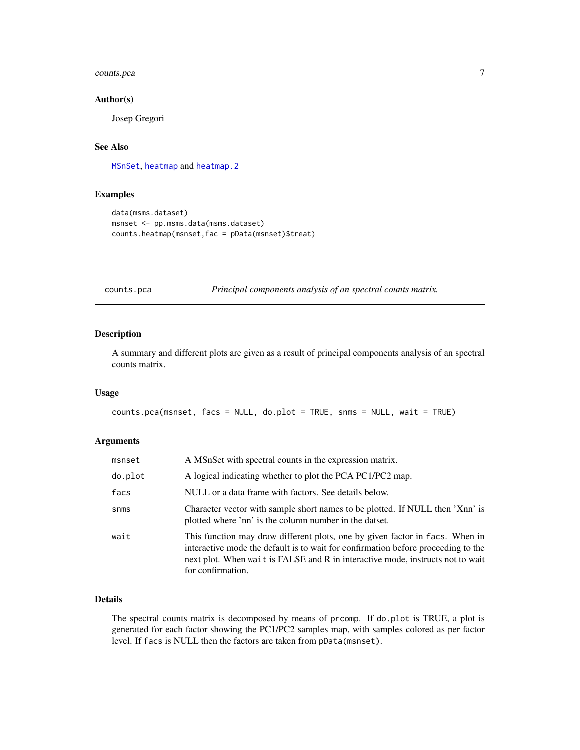### Author(s)

Josep Gregori

### See Also

MSnSet, heatmap and heatmap.2

### Examples

```
data(msms.dataset)
msnset <- pp.msms.data(msms.dataset)
counts.heatmap(msnset,fac = pData(msnset)$treat)
```

---

## counts.pca    *Principal components analysis of an spectral counts matrix.*

---

### Description

A summary and different plots are given as a result of principal components analysis of an spectral counts matrix.

### Usage

```
counts.pca(msnset, facs = NULL, do.plot = TRUE, snms = NULL, wait = TRUE)
```

### Arguments

| | |
|---|---|
| msnset | A MSnSet with spectral counts in the expression matrix. |
| do.plot | A logical indicating whether to plot the PCA PC1/PC2 map. |
| facs | NULL or a data frame with factors. See details below. |
| snms | Character vector with sample short names to be plotted. If NULL then 'Xnn' is plotted where 'nn' is the column number in the datset. |
| wait | This function may draw different plots, one by given factor in facs. When in interactive mode the default is to wait for confirmation before proceeding to the next plot. When wait is FALSE and R in interactive mode, instructs not to wait for confirmation. |

### Details

The spectral counts matrix is decomposed by means of prcomp. If do.plot is TRUE, a plot is generated for each factor showing the PC1/PC2 samples map, with samples colored as per factor level. If facs is NULL then the factors are taken from pData(msnset).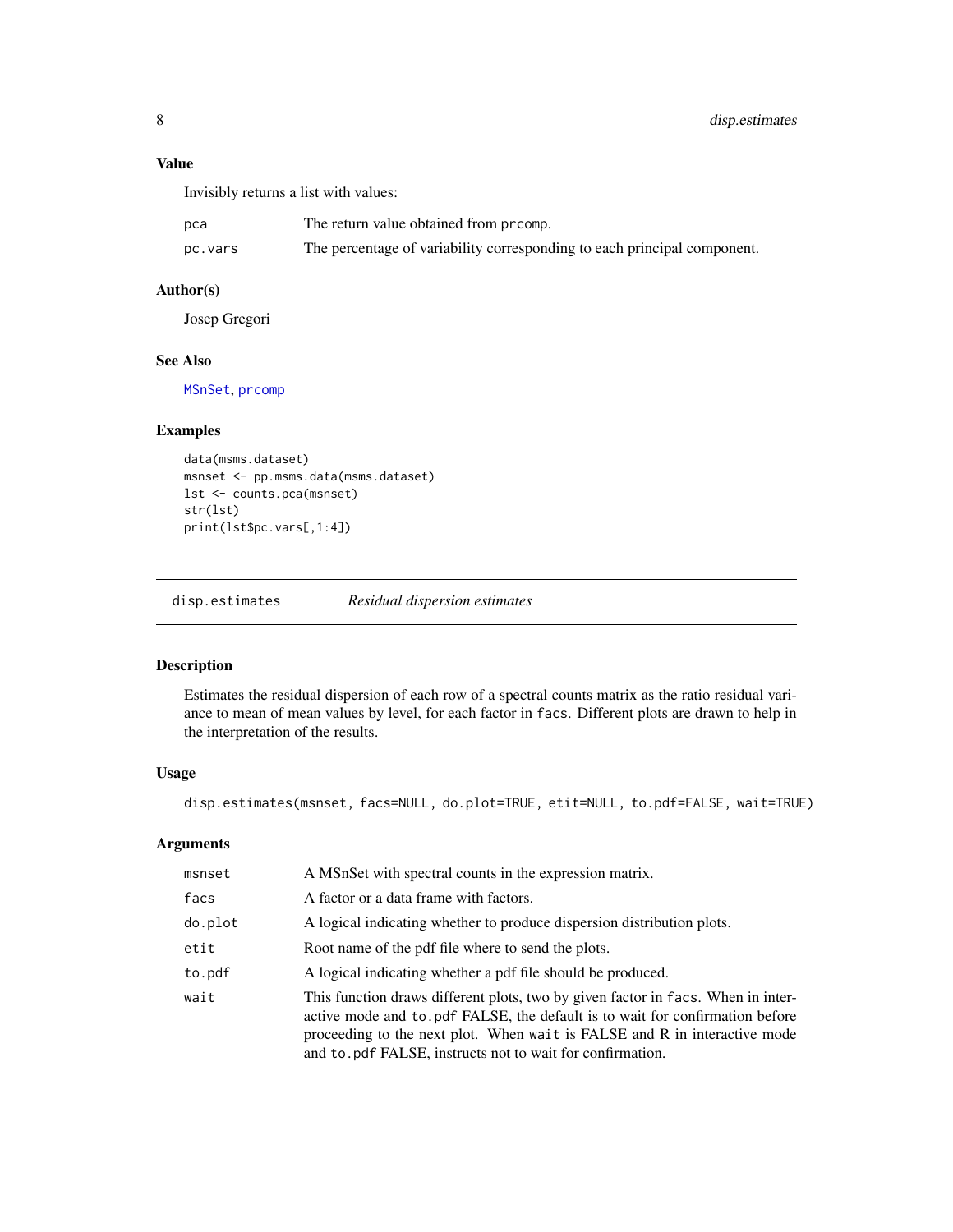### Value

Invisibly returns a list with values:

| | |
|---|---|
| pca | The return value obtained from prcomp. |
| pc.vars | The percentage of variability corresponding to each principal component. |

### Author(s)

Josep Gregori

### See Also

MSnSet, prcomp

### Examples

```
data(msms.dataset)
msnset <- pp.msms.data(msms.dataset)
lst <- counts.pca(msnset)
str(lst)
print(lst$pc.vars[,1:4])
```

---

## disp.estimates *Residual dispersion estimates*

### Description

Estimates the residual dispersion of each row of a spectral counts matrix as the ratio residual variance to mean of mean values by level, for each factor in facs. Different plots are drawn to help in the interpretation of the results.

### Usage

```
disp.estimates(msnset, facs=NULL, do.plot=TRUE, etit=NULL, to.pdf=FALSE, wait=TRUE)
```

### Arguments

| | |
|---|---|
| msnset | A MSnSet with spectral counts in the expression matrix. |
| facs | A factor or a data frame with factors. |
| do.plot | A logical indicating whether to produce dispersion distribution plots. |
| etit | Root name of the pdf file where to send the plots. |
| to.pdf | A logical indicating whether a pdf file should be produced. |
| wait | This function draws different plots, two by given factor in facs. When in interactive mode and to.pdf FALSE, the default is to wait for confirmation before proceeding to the next plot. When wait is FALSE and R in interactive mode and to.pdf FALSE, instructs not to wait for confirmation. |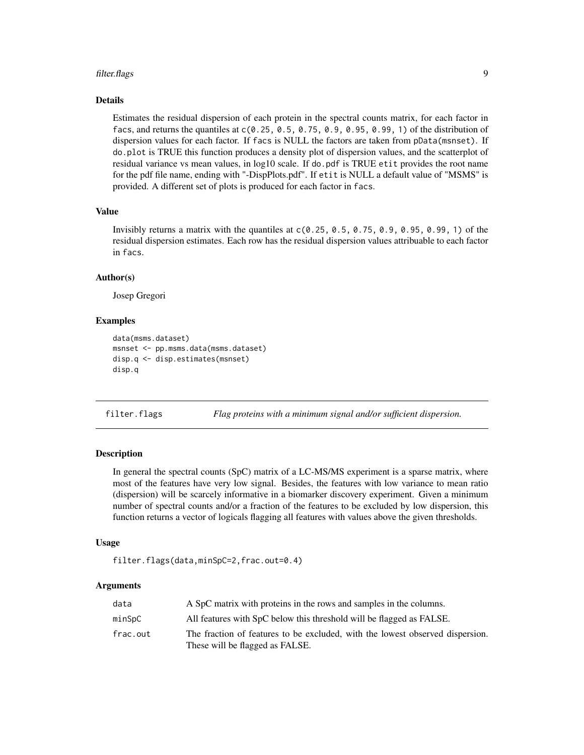### Details

Estimates the residual dispersion of each protein in the spectral counts matrix, for each factor in `facs`, and returns the quantiles at `c(0.25, 0.5, 0.75, 0.9, 0.95, 0.99, 1)` of the distribution of dispersion values for each factor. If `facs` is NULL the factors are taken from `pData(msnset)`. If `do.plot` is TRUE this function produces a density plot of dispersion values, and the scatterplot of residual variance vs mean values, in log10 scale. If `do.pdf` is TRUE `etit` provides the root name for the pdf file name, ending with "-DispPlots.pdf". If `etit` is NULL a default value of "MSMS" is provided. A different set of plots is produced for each factor in `facs`.

### Value

Invisibly returns a matrix with the quantiles at `c(0.25, 0.5, 0.75, 0.9, 0.95, 0.99, 1)` of the residual dispersion estimates. Each row has the residual dispersion values attribuable to each factor in `facs`.

### Author(s)

Josep Gregori

### Examples

```
data(msms.dataset)
msnset <- pp.msms.data(msms.dataset)
disp.q <- disp.estimates(msnset)
disp.q
```

---

## filter.flags — *Flag proteins with a minimum signal and/or sufficient dispersion.*

### Description

In general the spectral counts (SpC) matrix of a LC-MS/MS experiment is a sparse matrix, where most of the features have very low signal. Besides, the features with low variance to mean ratio (dispersion) will be scarcely informative in a biomarker discovery experiment. Given a minimum number of spectral counts and/or a fraction of the features to be excluded by low dispersion, this function returns a vector of logicals flagging all features with values above the given thresholds.

### Usage

```
filter.flags(data,minSpC=2,frac.out=0.4)
```

### Arguments

| | |
|---|---|
| `data` | A SpC matrix with proteins in the rows and samples in the columns. |
| `minSpC` | All features with SpC below this threshold will be flagged as FALSE. |
| `frac.out` | The fraction of features to be excluded, with the lowest observed dispersion. These will be flagged as FALSE. |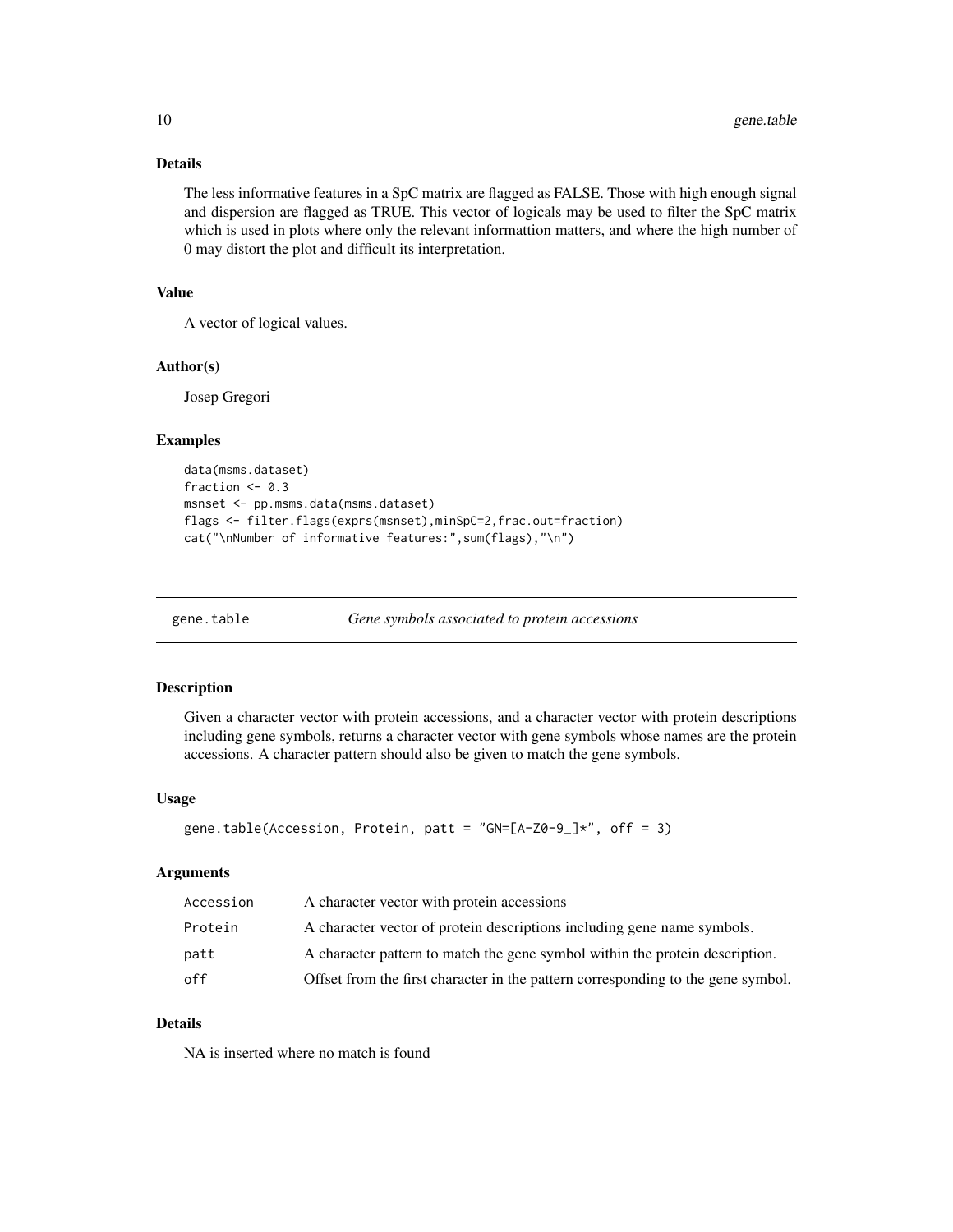### Details

The less informative features in a SpC matrix are flagged as FALSE. Those with high enough signal and dispersion are flagged as TRUE. This vector of logicals may be used to filter the SpC matrix which is used in plots where only the relevant informattion matters, and where the high number of 0 may distort the plot and difficult its interpretation.

### Value

A vector of logical values.

### Author(s)

Josep Gregori

### Examples

```
data(msms.dataset)
fraction <- 0.3
msnset <- pp.msms.data(msms.dataset)
flags <- filter.flags(exprs(msnset),minSpC=2,frac.out=fraction)
cat("\nNumber of informative features:",sum(flags),"\n")
```

---

## gene.table *Gene symbols associated to protein accessions*

---

### Description

Given a character vector with protein accessions, and a character vector with protein descriptions including gene symbols, returns a character vector with gene symbols whose names are the protein accessions. A character pattern should also be given to match the gene symbols.

### Usage

```
gene.table(Accession, Protein, patt = "GN=[A-Z0-9_]*", off = 3)
```

### Arguments

| | |
|---|---|
| Accession | A character vector with protein accessions |
| Protein | A character vector of protein descriptions including gene name symbols. |
| patt | A character pattern to match the gene symbol within the protein description. |
| off | Offset from the first character in the pattern corresponding to the gene symbol. |

### Details

NA is inserted where no match is found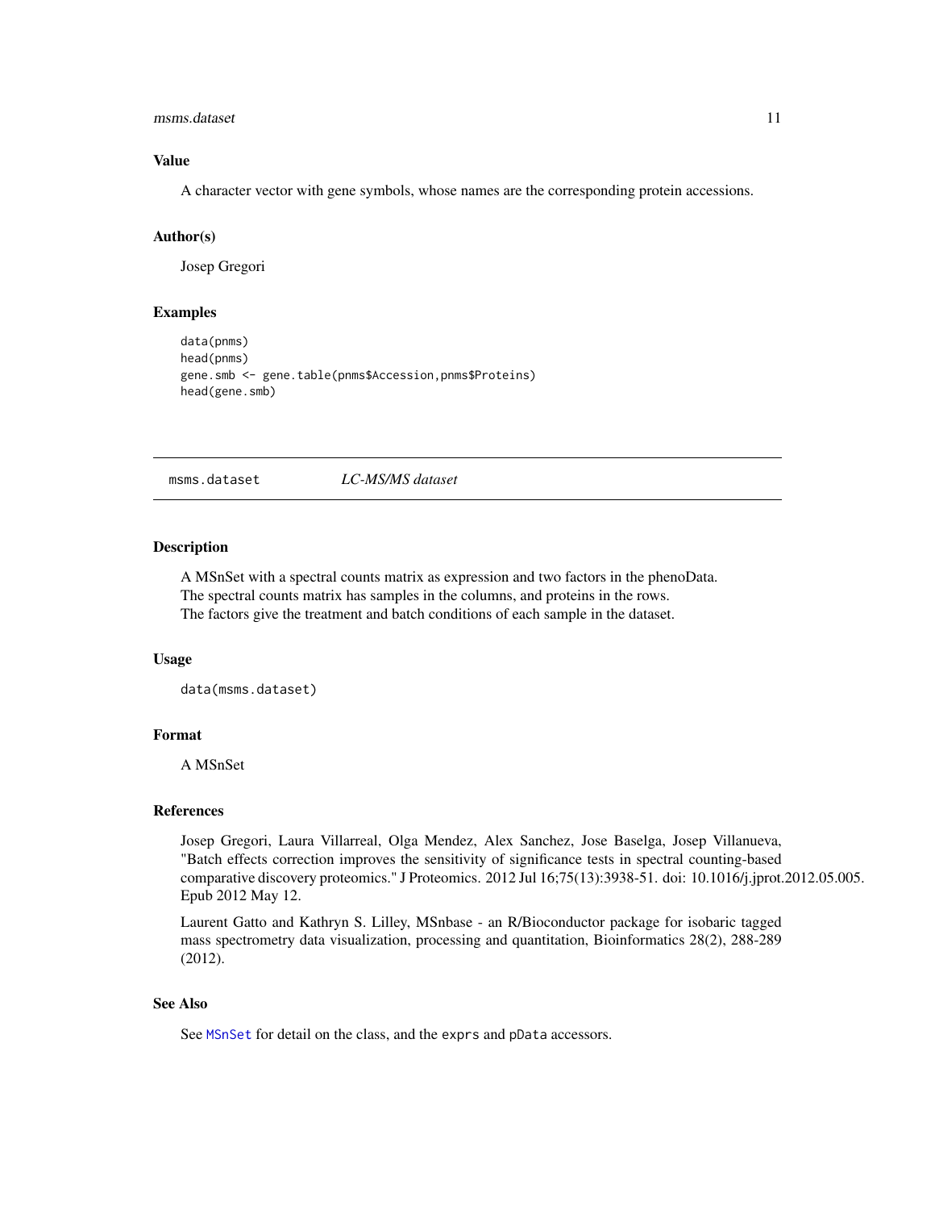## Value

A character vector with gene symbols, whose names are the corresponding protein accessions.

## Author(s)

Josep Gregori

## Examples

```
data(pnms)
head(pnms)
gene.smb <- gene.table(pnms$Accession,pnms$Proteins)
head(gene.smb)
```

---

# msms.dataset *LC-MS/MS dataset*

## Description

A MSnSet with a spectral counts matrix as expression and two factors in the phenoData.
The spectral counts matrix has samples in the columns, and proteins in the rows.
The factors give the treatment and batch conditions of each sample in the dataset.

## Usage

```
data(msms.dataset)
```

## Format

A MSnSet

## References

Josep Gregori, Laura Villarreal, Olga Mendez, Alex Sanchez, Jose Baselga, Josep Villanueva, "Batch effects correction improves the sensitivity of significance tests in spectral counting-based comparative discovery proteomics." J Proteomics. 2012 Jul 16;75(13):3938-51. doi: 10.1016/j.jprot.2012.05.005. Epub 2012 May 12.

Laurent Gatto and Kathryn S. Lilley, MSnbase - an R/Bioconductor package for isobaric tagged mass spectrometry data visualization, processing and quantitation, Bioinformatics 28(2), 288-289 (2012).

## See Also

See `MSnSet` for detail on the class, and the `exprs` and `pData` accessors.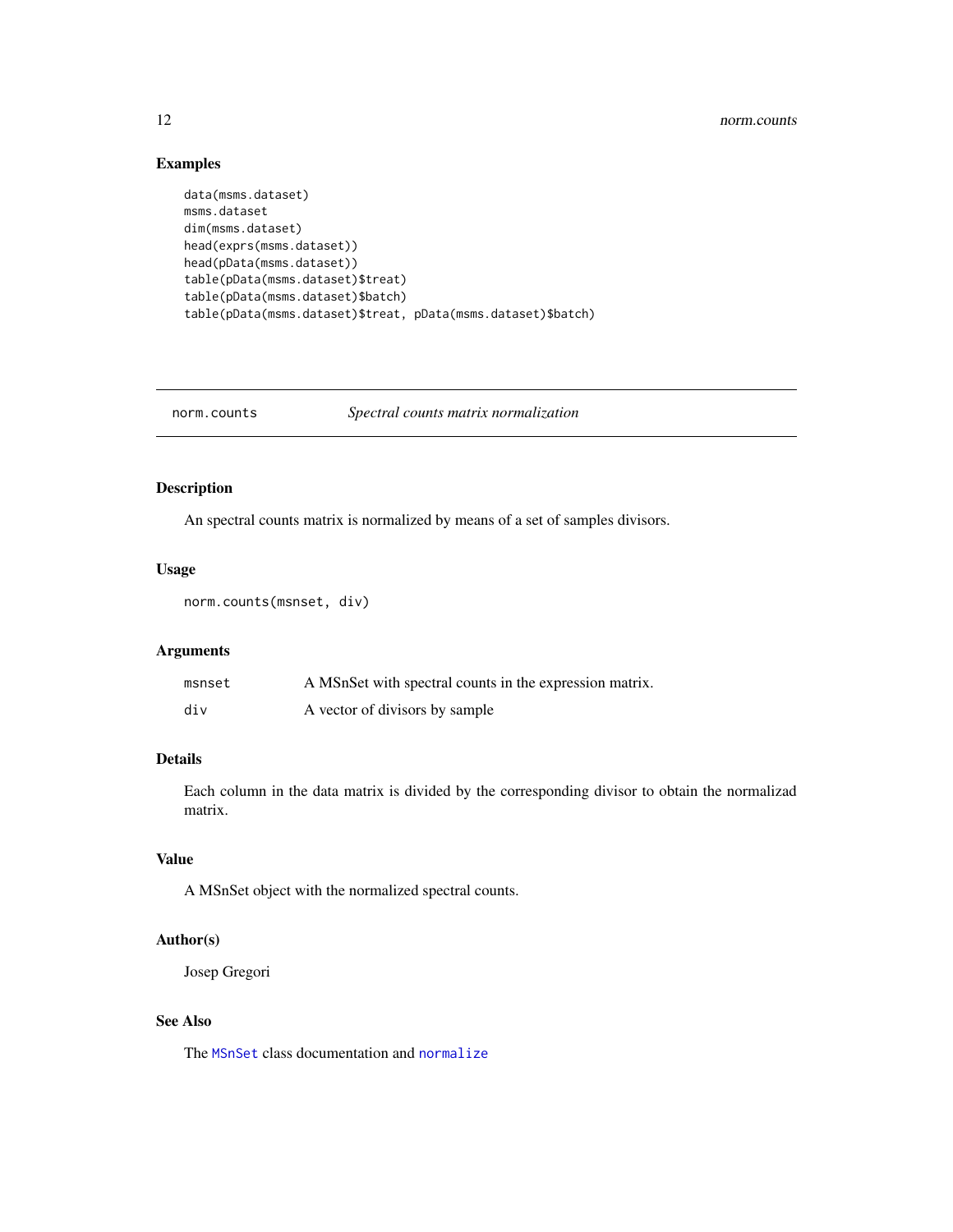## Examples

```
data(msms.dataset)
msms.dataset
dim(msms.dataset)
head(exprs(msms.dataset))
head(pData(msms.dataset))
table(pData(msms.dataset)$treat)
table(pData(msms.dataset)$batch)
table(pData(msms.dataset)$treat, pData(msms.dataset)$batch)
```

---

# norm.counts — *Spectral counts matrix normalization*

---

## Description

An spectral counts matrix is normalized by means of a set of samples divisors.

## Usage

```
norm.counts(msnset, div)
```

## Arguments

| | |
|---|---|
| `msnset` | A MSnSet with spectral counts in the expression matrix. |
| `div` | A vector of divisors by sample |

## Details

Each column in the data matrix is divided by the corresponding divisor to obtain the normalizad matrix.

## Value

A MSnSet object with the normalized spectral counts.

## Author(s)

Josep Gregori

## See Also

The `MSnSet` class documentation and `normalize`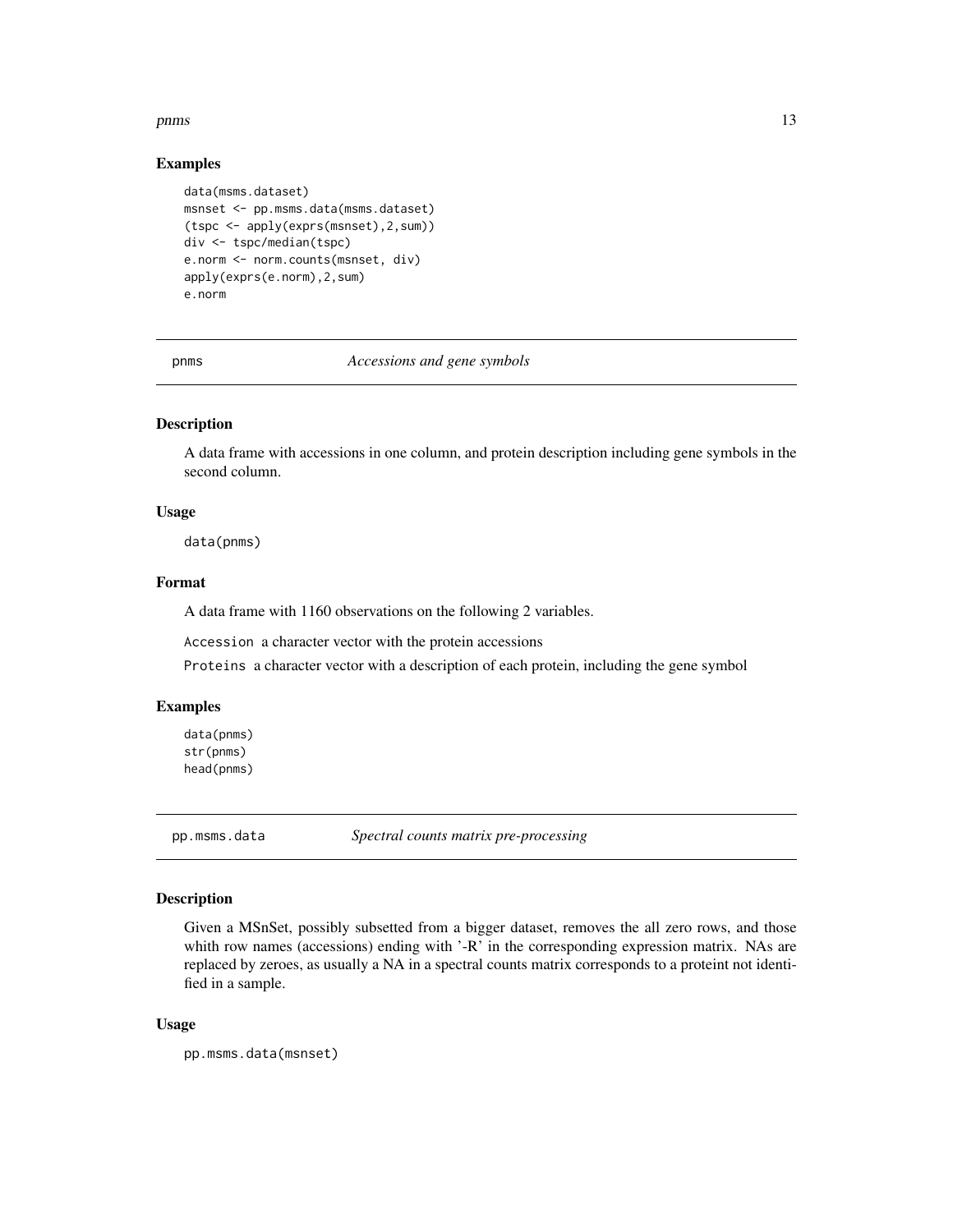### Examples

```
data(msms.dataset)
msnset <- pp.msms.data(msms.dataset)
(tspc <- apply(exprs(msnset),2,sum))
div <- tspc/median(tspc)
e.norm <- norm.counts(msnset, div)
apply(exprs(e.norm),2,sum)
e.norm
```

---

## pnms — *Accessions and gene symbols*

### Description

A data frame with accessions in one column, and protein description including gene symbols in the second column.

### Usage

```
data(pnms)
```

### Format

A data frame with 1160 observations on the following 2 variables.

`Accession` a character vector with the protein accessions

`Proteins` a character vector with a description of each protein, including the gene symbol

### Examples

```
data(pnms)
str(pnms)
head(pnms)
```

---

## pp.msms.data — *Spectral counts matrix pre-processing*

### Description

Given a MSnSet, possibly subsetted from a bigger dataset, removes the all zero rows, and those whith row names (accessions) ending with '-R' in the corresponding expression matrix. NAs are replaced by zeroes, as usually a NA in a spectral counts matrix corresponds to a proteint not identified in a sample.

### Usage

```
pp.msms.data(msnset)
```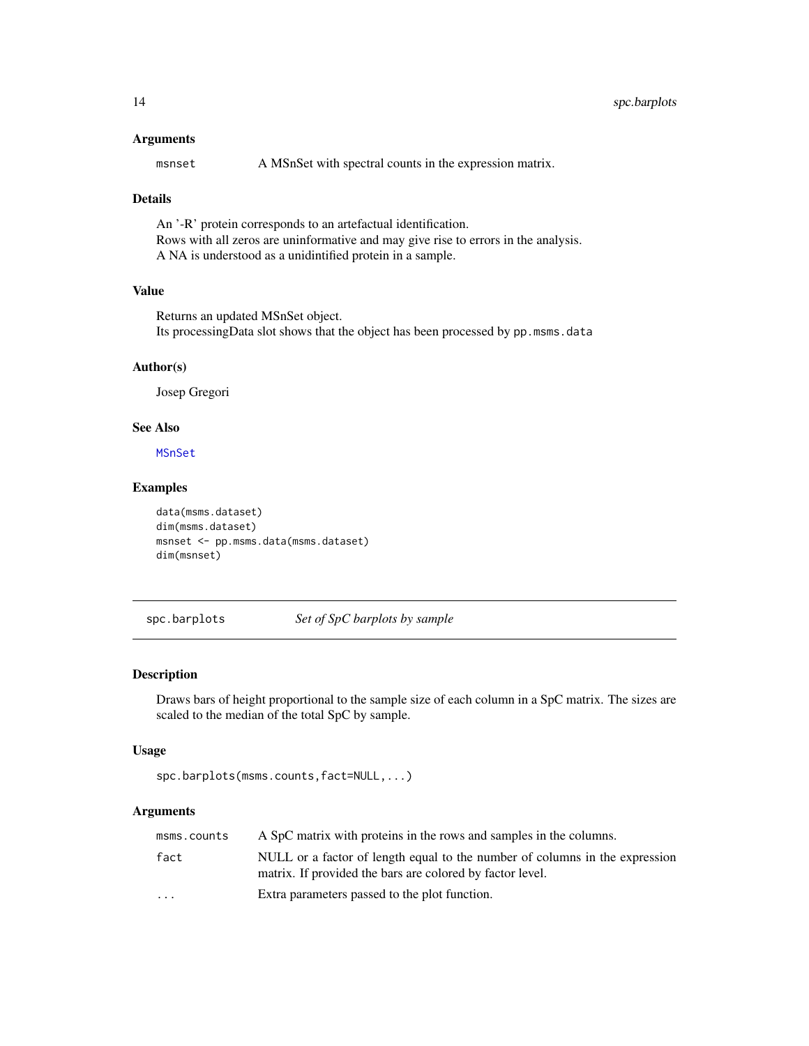### Arguments

| | |
|---|---|
| `msnset` | A MSnSet with spectral counts in the expression matrix. |

### Details

An '-R' protein corresponds to an artefactual identification.
Rows with all zeros are uninformative and may give rise to errors in the analysis.
A NA is understood as a unidintified protein in a sample.

### Value

Returns an updated MSnSet object.
Its processingData slot shows that the object has been processed by `pp.msms.data`

### Author(s)

Josep Gregori

### See Also

`MSnSet`

### Examples

```
data(msms.dataset)
dim(msms.dataset)
msnset <- pp.msms.data(msms.dataset)
dim(msnset)
```

---

## spc.barplots — *Set of SpC barplots by sample*

### Description

Draws bars of height proportional to the sample size of each column in a SpC matrix. The sizes are scaled to the median of the total SpC by sample.

### Usage

```
spc.barplots(msms.counts,fact=NULL,...)
```

### Arguments

| | |
|---|---|
| `msms.counts` | A SpC matrix with proteins in the rows and samples in the columns. |
| `fact` | NULL or a factor of length equal to the number of columns in the expression matrix. If provided the bars are colored by factor level. |
| `...` | Extra parameters passed to the plot function. |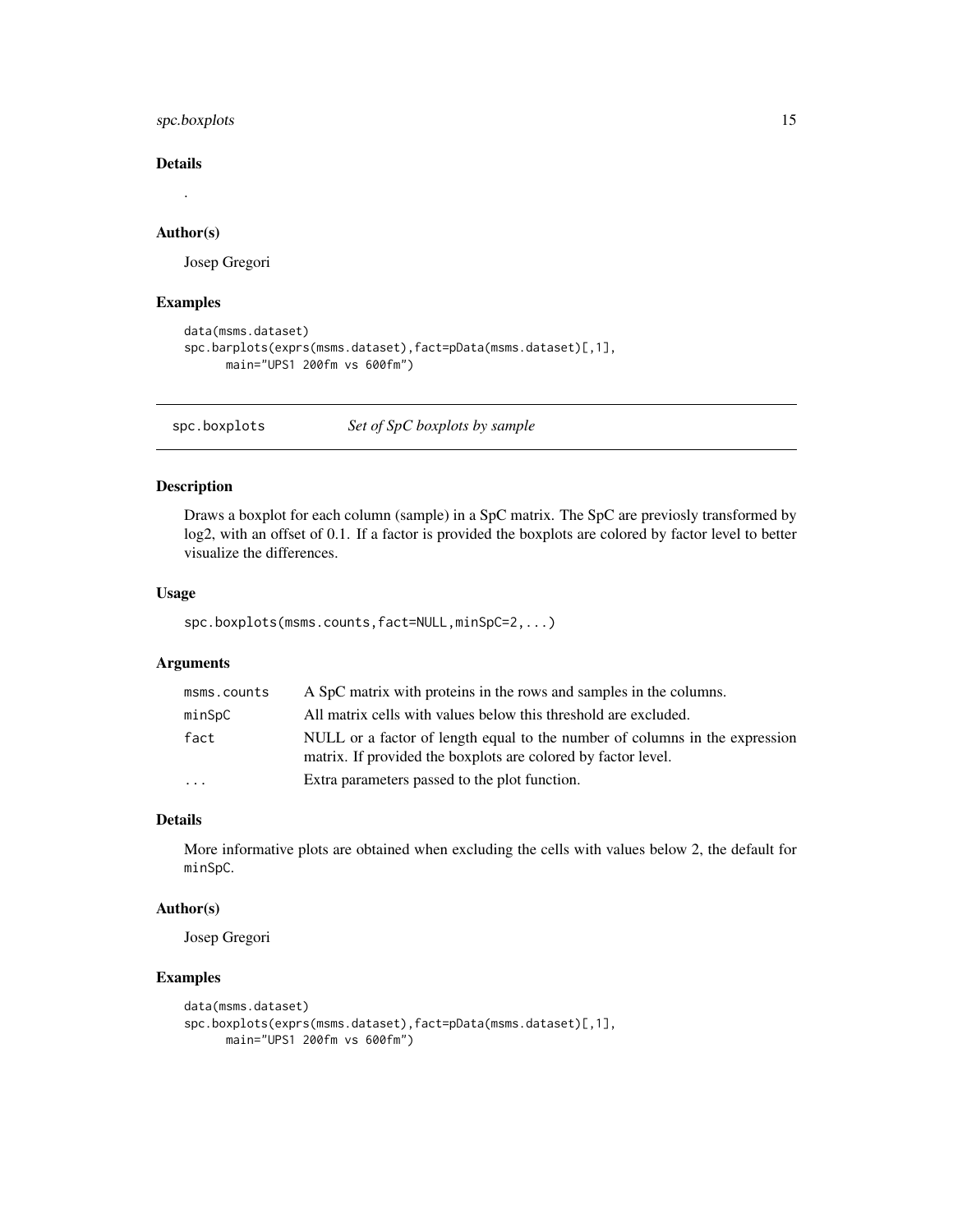### Details

.

### Author(s)

Josep Gregori

### Examples

```
data(msms.dataset)
spc.barplots(exprs(msms.dataset),fact=pData(msms.dataset)[,1],
      main="UPS1 200fm vs 600fm")
```

---

## spc.boxplots *Set of SpC boxplots by sample*

---

### Description

Draws a boxplot for each column (sample) in a SpC matrix. The SpC are previosly transformed by log2, with an offset of 0.1. If a factor is provided the boxplots are colored by factor level to better visualize the differences.

### Usage

```
spc.boxplots(msms.counts,fact=NULL,minSpC=2,...)
```

### Arguments

| | |
|---|---|
| msms.counts | A SpC matrix with proteins in the rows and samples in the columns. |
| minSpC | All matrix cells with values below this threshold are excluded. |
| fact | NULL or a factor of length equal to the number of columns in the expression matrix. If provided the boxplots are colored by factor level. |
| ... | Extra parameters passed to the plot function. |

### Details

More informative plots are obtained when excluding the cells with values below 2, the default for minSpC.

### Author(s)

Josep Gregori

### Examples

```
data(msms.dataset)
spc.boxplots(exprs(msms.dataset),fact=pData(msms.dataset)[,1],
      main="UPS1 200fm vs 600fm")
```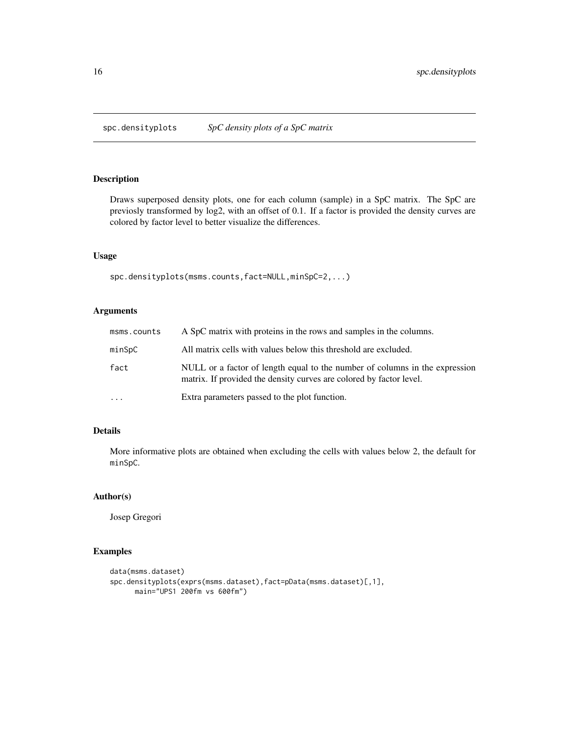# spc.densityplots — *SpC density plots of a SpC matrix*

## Description

Draws superposed density plots, one for each column (sample) in a SpC matrix. The SpC are previosly transformed by log2, with an offset of 0.1. If a factor is provided the density curves are colored by factor level to better visualize the differences.

## Usage

```
spc.densityplots(msms.counts,fact=NULL,minSpC=2,...)
```

## Arguments

| | |
|---|---|
| msms.counts | A SpC matrix with proteins in the rows and samples in the columns. |
| minSpC | All matrix cells with values below this threshold are excluded. |
| fact | NULL or a factor of length equal to the number of columns in the expression matrix. If provided the density curves are colored by factor level. |
| ... | Extra parameters passed to the plot function. |

## Details

More informative plots are obtained when excluding the cells with values below 2, the default for `minSpC`.

## Author(s)

Josep Gregori

## Examples

```
data(msms.dataset)
spc.densityplots(exprs(msms.dataset),fact=pData(msms.dataset)[,1],
      main="UPS1 200fm vs 600fm")
```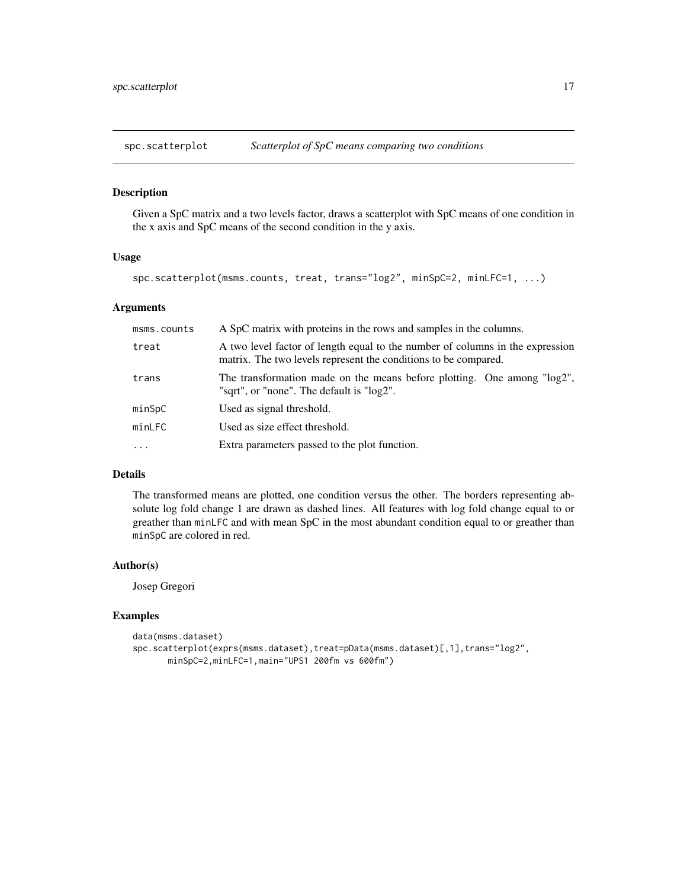## spc.scatterplot — *Scatterplot of SpC means comparing two conditions*

### Description

Given a SpC matrix and a two levels factor, draws a scatterplot with SpC means of one condition in the x axis and SpC means of the second condition in the y axis.

### Usage

```
spc.scatterplot(msms.counts, treat, trans="log2", minSpC=2, minLFC=1, ...)
```

### Arguments

| | |
|---|---|
| `msms.counts` | A SpC matrix with proteins in the rows and samples in the columns. |
| `treat` | A two level factor of length equal to the number of columns in the expression matrix. The two levels represent the conditions to be compared. |
| `trans` | The transformation made on the means before plotting. One among "log2", "sqrt", or "none". The default is "log2". |
| `minSpC` | Used as signal threshold. |
| `minLFC` | Used as size effect threshold. |
| `...` | Extra parameters passed to the plot function. |

### Details

The transformed means are plotted, one condition versus the other. The borders representing absolute log fold change 1 are drawn as dashed lines. All features with log fold change equal to or greather than `minLFC` and with mean SpC in the most abundant condition equal to or greather than `minSpC` are colored in red.

### Author(s)

Josep Gregori

### Examples

```
data(msms.dataset)
spc.scatterplot(exprs(msms.dataset),treat=pData(msms.dataset)[,1],trans="log2",
       minSpC=2,minLFC=1,main="UPS1 200fm vs 600fm")
```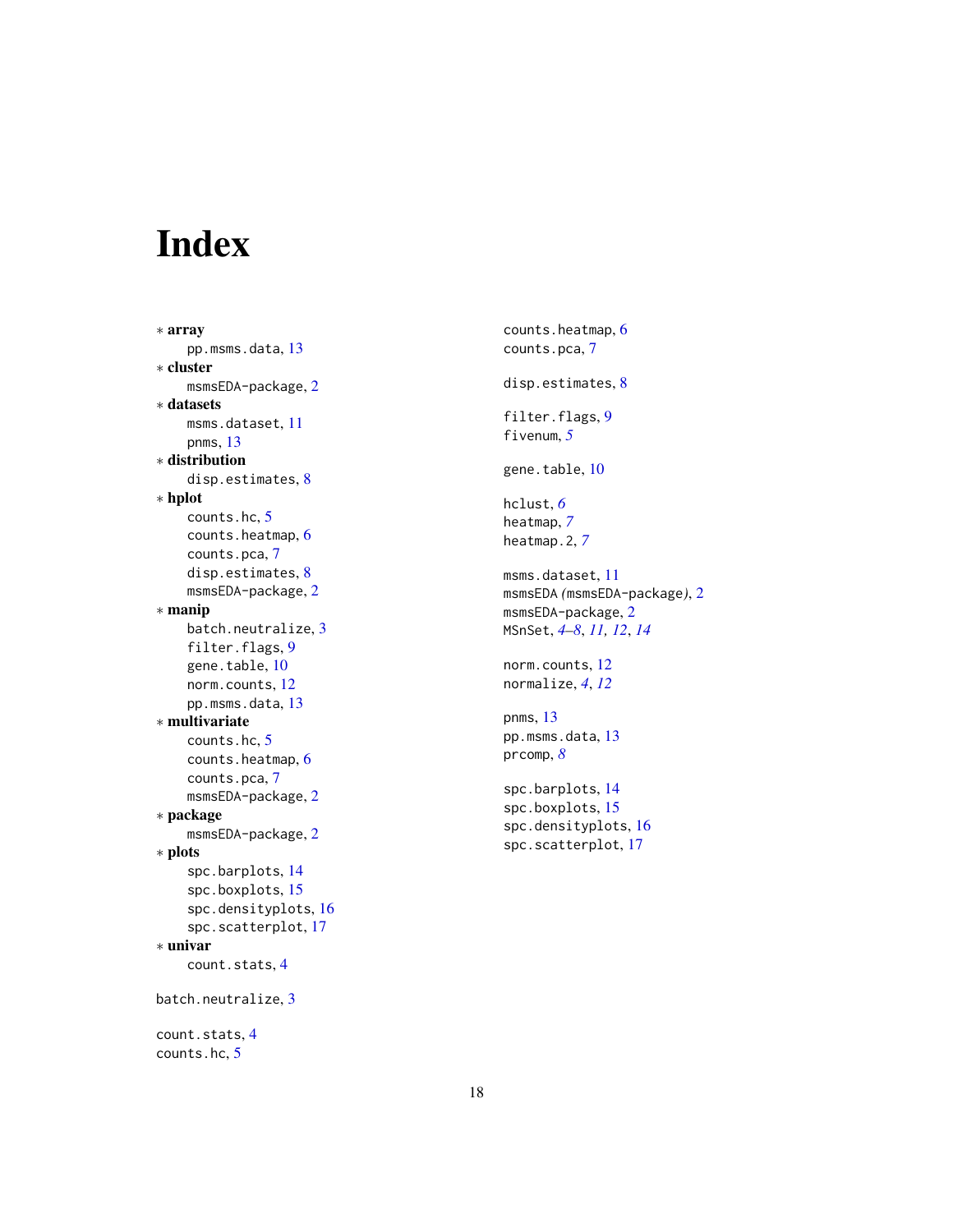# Index

∗ **array**
  pp.msms.data, 13
∗ **cluster**
  msmsEDA-package, 2
∗ **datasets**
  msms.dataset, 11
  pnms, 13
∗ **distribution**
  disp.estimates, 8
∗ **hplot**
  counts.hc, 5
  counts.heatmap, 6
  counts.pca, 7
  disp.estimates, 8
  msmsEDA-package, 2
∗ **manip**
  batch.neutralize, 3
  filter.flags, 9
  gene.table, 10
  norm.counts, 12
  pp.msms.data, 13
∗ **multivariate**
  counts.hc, 5
  counts.heatmap, 6
  counts.pca, 7
  msmsEDA-package, 2
∗ **package**
  msmsEDA-package, 2
∗ **plots**
  spc.barplots, 14
  spc.boxplots, 15
  spc.densityplots, 16
  spc.scatterplot, 17
∗ **univar**
  count.stats, 4

batch.neutralize, 3

count.stats, 4
counts.hc, 5
counts.heatmap, 6
counts.pca, 7

disp.estimates, 8

filter.flags, 9
fivenum, *5*

gene.table, 10

hclust, *6*
heatmap, *7*
heatmap.2, *7*

msms.dataset, 11
msmsEDA *(*msmsEDA-package*)*, 2
msmsEDA-package, 2
MSnSet, *4–8*, *11*, *12*, *14*

norm.counts, 12
normalize, *4*, *12*

pnms, 13
pp.msms.data, 13
prcomp, *8*

spc.barplots, 14
spc.boxplots, 15
spc.densityplots, 16
spc.scatterplot, 17